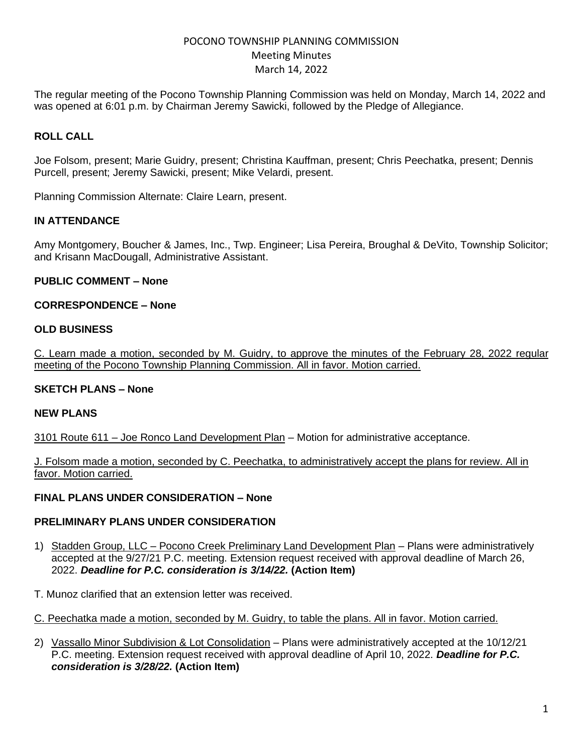# POCONO TOWNSHIP PLANNING COMMISSION
## Meeting Minutes
### March 14, 2022

The regular meeting of the Pocono Township Planning Commission was held on Monday, March 14, 2022 and was opened at 6:01 p.m. by Chairman Jeremy Sawicki, followed by the Pledge of Allegiance.

**ROLL CALL**

Joe Folsom, present; Marie Guidry, present; Christina Kauffman, present; Chris Peechatka, present; Dennis Purcell, present; Jeremy Sawicki, present; Mike Velardi, present.

Planning Commission Alternate: Claire Learn, present.

**IN ATTENDANCE**

Amy Montgomery, Boucher & James, Inc., Twp. Engineer; Lisa Pereira, Broughal & DeVito, Township Solicitor; and Krisann MacDougall, Administrative Assistant.

**PUBLIC COMMENT – None**

**CORRESPONDENCE – None**

**OLD BUSINESS**

C. Learn made a motion, seconded by M. Guidry, to approve the minutes of the February 28, 2022 regular meeting of the Pocono Township Planning Commission. All in favor. Motion carried.

**SKETCH PLANS – None**

**NEW PLANS**

3101 Route 611 – Joe Ronco Land Development Plan – Motion for administrative acceptance.

J. Folsom made a motion, seconded by C. Peechatka, to administratively accept the plans for review. All in favor. Motion carried.

**FINAL PLANS UNDER CONSIDERATION – None**

**PRELIMINARY PLANS UNDER CONSIERATION**

1) Stadden Group, LLC – Pocono Creek Preliminary Land Development Plan – Plans were administratively accepted at the 9/27/21 P.C. meeting. Extension request received with approval deadline of March 26, 2022. ***Deadline for P.C. consideration is 3/14/22.*** **(Action Item)**

T. Munoz clarified that an extension letter was received.

C. Peechatka made a motion, seconded by M. Guidry, to table the plans. All in favor. Motion carried.

2) Vassallo Minor Subdivision & Lot Consolidation – Plans were administratively accepted at the 10/12/21 P.C. meeting. Extension request received with approval deadline of April 10, 2022. ***Deadline for P.C. consideration is 3/28/22.*** **(Action Item)**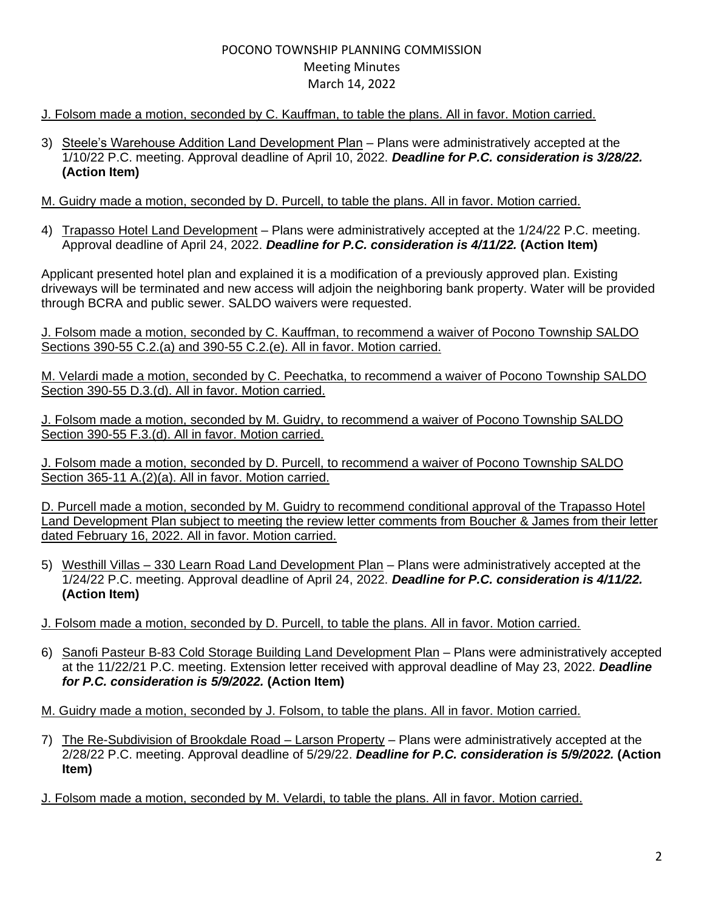POCONO TOWNSHIP PLANNING COMMISSION
Meeting Minutes
March 14, 2022

<u>J. Folsom made a motion, seconded by C. Kauffman, to table the plans. All in favor. Motion carried.</u>

3) <u>Steele's Warehouse Addition Land Development Plan</u> – Plans were administratively accepted at the 1/10/22 P.C. meeting. Approval deadline of April 10, 2022. ***Deadline for P.C. consideration is 3/28/22.*** **(Action Item)**

<u>M. Guidry made a motion, seconded by D. Purcell, to table the plans. All in favor. Motion carried.</u>

4) <u>Trapasso Hotel Land Development</u> – Plans were administratively accepted at the 1/24/22 P.C. meeting. Approval deadline of April 24, 2022. ***Deadline for P.C. consideration is 4/11/22.*** **(Action Item)**

Applicant presented hotel plan and explained it is a modification of a previously approved plan. Existing driveways will be terminated and new access will adjoin the neighboring bank property. Water will be provided through BCRA and public sewer. SALDO waivers were requested.

<u>J. Folsom made a motion, seconded by C. Kauffman, to recommend a waiver of Pocono Township SALDO Sections 390-55 C.2.(a) and 390-55 C.2.(e). All in favor. Motion carried.</u>

<u>M. Velardi made a motion, seconded by C. Peechatka, to recommend a waiver of Pocono Township SALDO Section 390-55 D.3.(d). All in favor. Motion carried.</u>

<u>J. Folsom made a motion, seconded by M. Guidry, to recommend a waiver of Pocono Township SALDO Section 390-55 F.3.(d). All in favor. Motion carried.</u>

<u>J. Folsom made a motion, seconded by D. Purcell, to recommend a waiver of Pocono Township SALDO Section 365-11 A.(2)(a). All in favor. Motion carried.</u>

<u>D. Purcell made a motion, seconded by M. Guidry to recommend conditional approval of the Trapasso Hotel Land Development Plan subject to meeting the review letter comments from Boucher & James from their letter dated February 16, 2022. All in favor. Motion carried.</u>

5) <u>Westhill Villas – 330 Learn Road Land Development Plan</u> – Plans were administratively accepted at the 1/24/22 P.C. meeting. Approval deadline of April 24, 2022. ***Deadline for P.C. consideration is 4/11/22.*** **(Action Item)**

<u>J. Folsom made a motion, seconded by D. Purcell, to table the plans. All in favor. Motion carried.</u>

6) <u>Sanofi Pasteur B-83 Cold Storage Building Land Development Plan</u> – Plans were administratively accepted at the 11/22/21 P.C. meeting. Extension letter received with approval deadline of May 23, 2022. ***Deadline for P.C. consideration is 5/9/2022.*** **(Action Item)**

<u>M. Guidry made a motion, seconded by J. Folsom, to table the plans. All in favor. Motion carried.</u>

7) <u>The Re-Subdivision of Brookdale Road – Larson Property</u> – Plans were administratively accepted at the 2/28/22 P.C. meeting. Approval deadline of 5/29/22. ***Deadline for P.C. consideration is 5/9/2022.*** **(Action Item)**

<u>J. Folsom made a motion, seconded by M. Velardi, to table the plans. All in favor. Motion carried.</u>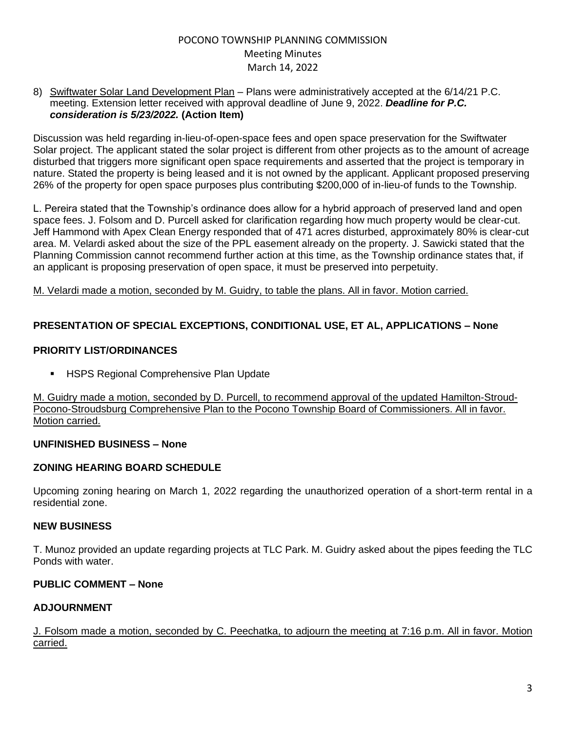8) Swiftwater Solar Land Development Plan – Plans were administratively accepted at the 6/14/21 P.C. meeting. Extension letter received with approval deadline of June 9, 2022. ***Deadline for P.C. consideration is 5/23/2022.*** **(Action Item)**

Discussion was held regarding in-lieu-of-open-space fees and open space preservation for the Swiftwater Solar project. The applicant stated the solar project is different from other projects as to the amount of acreage disturbed that triggers more significant open space requirements and asserted that the project is temporary in nature. Stated the property is being leased and it is not owned by the applicant. Applicant proposed preserving 26% of the property for open space purposes plus contributing $200,000 of in-lieu-of funds to the Township.

L. Pereira stated that the Township's ordinance does allow for a hybrid approach of preserved land and open space fees. J. Folsom and D. Purcell asked for clarification regarding how much property would be clear-cut. Jeff Hammond with Apex Clean Energy responded that of 471 acres disturbed, approximately 80% is clear-cut area. M. Velardi asked about the size of the PPL easement already on the property. J. Sawicki stated that the Planning Commission cannot recommend further action at this time, as the Township ordinance states that, if an applicant is proposing preservation of open space, it must be preserved into perpetuity.

M. Velardi made a motion, seconded by M. Guidry, to table the plans. All in favor. Motion carried.

## PRESENTATION OF SPECIAL EXCEPTIONS, CONDITIONAL USE, ET AL, APPLICATIONS – None

## PRIORITY LIST/ORDINANCES

- HSPS Regional Comprehensive Plan Update

M. Guidry made a motion, seconded by D. Purcell, to recommend approval of the updated Hamilton-Stroud-Pocono-Stroudsburg Comprehensive Plan to the Pocono Township Board of Commissioners. All in favor. Motion carried.

## UNFINISHED BUSINESS – None

## ZONING HEARING BOARD SCHEDULE

Upcoming zoning hearing on March 1, 2022 regarding the unauthorized operation of a short-term rental in a residential zone.

## NEW BUSINESS

T. Munoz provided an update regarding projects at TLC Park. M. Guidry asked about the pipes feeding the TLC Ponds with water.

## PUBLIC COMMENT – None

## ADJOURNMENT

J. Folsom made a motion, seconded by C. Peechatka, to adjourn the meeting at 7:16 p.m. All in favor. Motion carried.